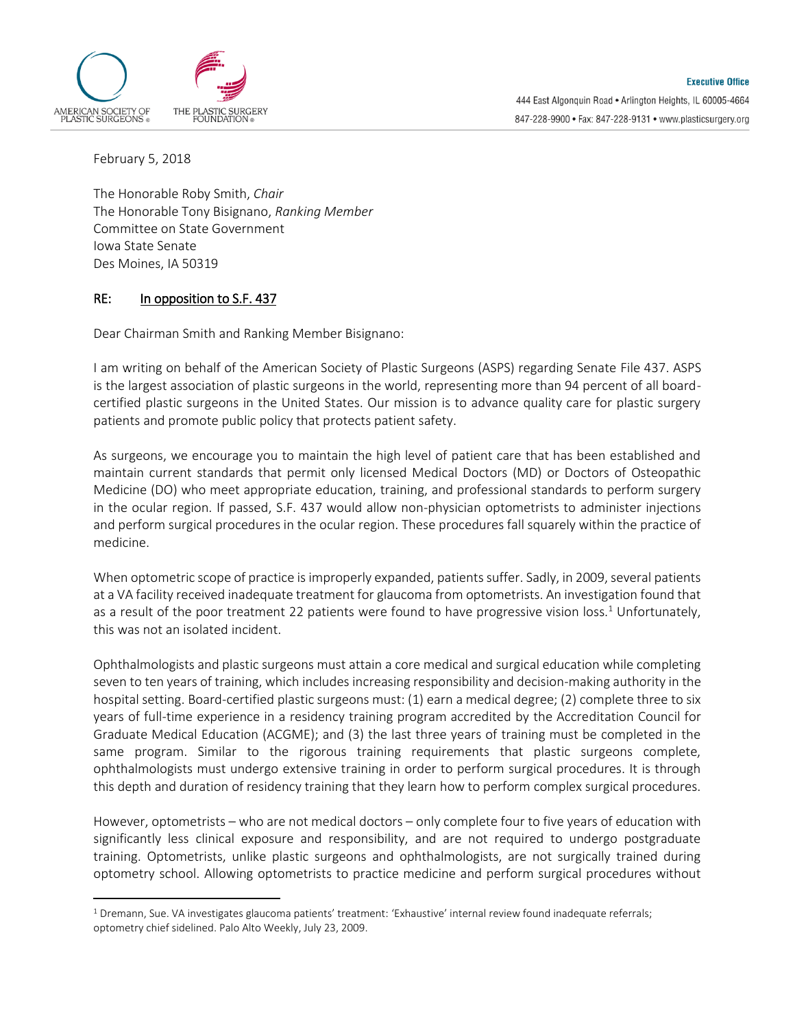AMERICAN SOCIETY OF PLASTIC SURGEONS® THE PLASTIC SURGERY FOUNDATION®

**Executive Office**
444 East Algonquin Road • Arlington Heights, IL 60005-4664
847-228-9900 • Fax: 847-228-9131 • www.plasticsurgery.org

February 5, 2018

The Honorable Roby Smith, *Chair*
The Honorable Tony Bisignano, *Ranking Member*
Committee on State Government
Iowa State Senate
Des Moines, IA 50319

RE: In opposition to S.F. 437

Dear Chairman Smith and Ranking Member Bisignano:

I am writing on behalf of the American Society of Plastic Surgeons (ASPS) regarding Senate File 437. ASPS is the largest association of plastic surgeons in the world, representing more than 94 percent of all board-certified plastic surgeons in the United States. Our mission is to advance quality care for plastic surgery patients and promote public policy that protects patient safety.

As surgeons, we encourage you to maintain the high level of patient care that has been established and maintain current standards that permit only licensed Medical Doctors (MD) or Doctors of Osteopathic Medicine (DO) who meet appropriate education, training, and professional standards to perform surgery in the ocular region. If passed, S.F. 437 would allow non-physician optometrists to administer injections and perform surgical procedures in the ocular region. These procedures fall squarely within the practice of medicine.

When optometric scope of practice is improperly expanded, patients suffer. Sadly, in 2009, several patients at a VA facility received inadequate treatment for glaucoma from optometrists. An investigation found that as a result of the poor treatment 22 patients were found to have progressive vision loss.[1] Unfortunately, this was not an isolated incident.

Ophthalmologists and plastic surgeons must attain a core medical and surgical education while completing seven to ten years of training, which includes increasing responsibility and decision-making authority in the hospital setting. Board-certified plastic surgeons must: (1) earn a medical degree; (2) complete three to six years of full-time experience in a residency training program accredited by the Accreditation Council for Graduate Medical Education (ACGME); and (3) the last three years of training must be completed in the same program. Similar to the rigorous training requirements that plastic surgeons complete, ophthalmologists must undergo extensive training in order to perform surgical procedures. It is through this depth and duration of residency training that they learn how to perform complex surgical procedures.

However, optometrists – who are not medical doctors – only complete four to five years of education with significantly less clinical exposure and responsibility, and are not required to undergo postgraduate training. Optometrists, unlike plastic surgeons and ophthalmologists, are not surgically trained during optometry school. Allowing optometrists to practice medicine and perform surgical procedures without

[1] Dremann, Sue. VA investigates glaucoma patients' treatment: 'Exhaustive' internal review found inadequate referrals; optometry chief sidelined. Palo Alto Weekly, July 23, 2009.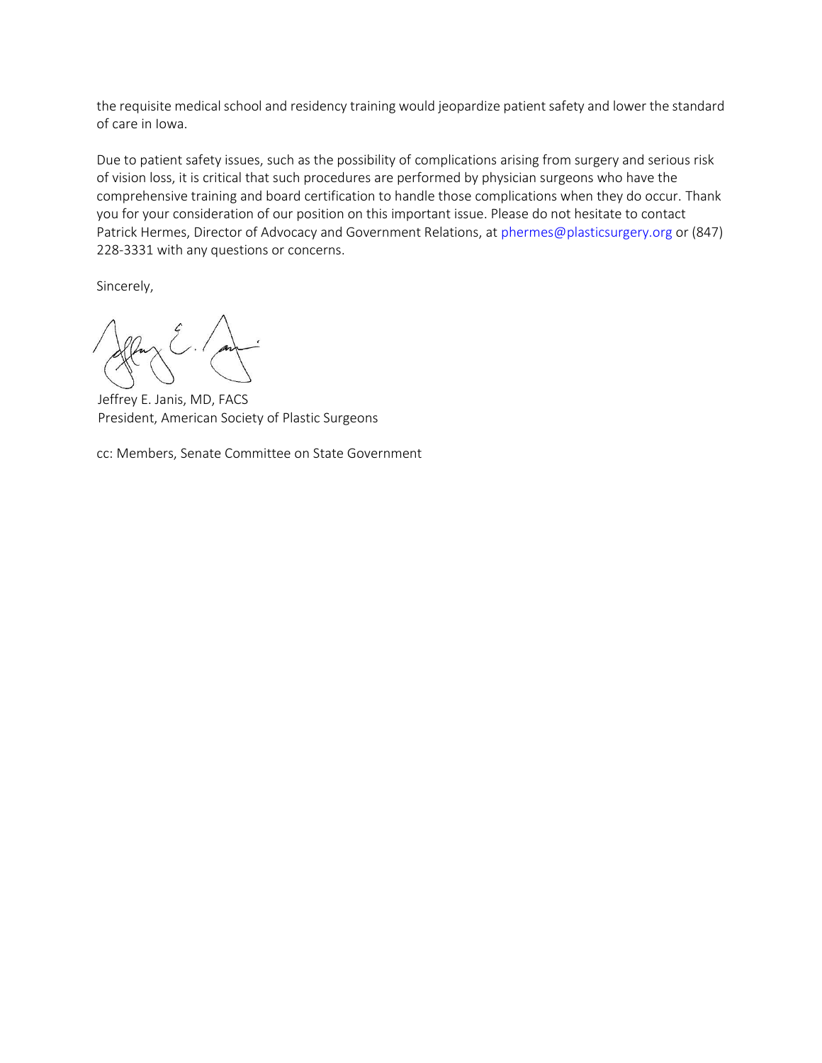the requisite medical school and residency training would jeopardize patient safety and lower the standard of care in Iowa.

Due to patient safety issues, such as the possibility of complications arising from surgery and serious risk of vision loss, it is critical that such procedures are performed by physician surgeons who have the comprehensive training and board certification to handle those complications when they do occur. Thank you for your consideration of our position on this important issue. Please do not hesitate to contact Patrick Hermes, Director of Advocacy and Government Relations, at phermes@plasticsurgery.org or (847) 228-3331 with any questions or concerns.

Sincerely,

Jeffrey E. Janis, MD, FACS
President, American Society of Plastic Surgeons

cc: Members, Senate Committee on State Government